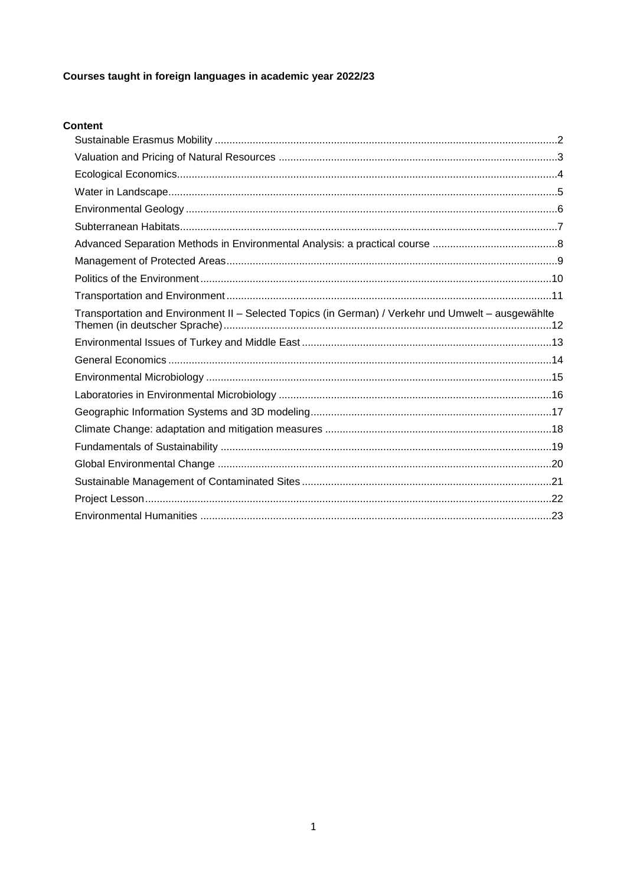**Courses taught in foreign languages in academic year 2022/23**

**Content**

- Sustainable Erasmus Mobility ....................................................................................................2
- Valuation and Pricing of Natural Resources ...............................................................................3
- Ecological Economics.................................................................................................................4
- Water in Landscape....................................................................................................................5
- Environmental Geology ..............................................................................................................6
- Subterranean Habitats................................................................................................................7
- Advanced Separation Methods in Environmental Analysis: a practical course ...........................8
- Management of Protected Areas................................................................................................9
- Politics of the Environment........................................................................................................10
- Transportation and Environment...............................................................................................11
- Transportation and Environment II – Selected Topics (in German) / Verkehr und Umwelt – ausgewählte Themen (in deutscher Sprache)................................................................................................12
- Environmental Issues of Turkey and Middle East .....................................................................13
- General Economics ...................................................................................................................14
- Environmental Microbiology ......................................................................................................15
- Laboratories in Environmental Microbiology .............................................................................16
- Geographic Information Systems and 3D modeling..................................................................17
- Climate Change: adaptation and mitigation measures .............................................................18
- Fundamentals of Sustainability .................................................................................................19
- Global Environmental Change ..................................................................................................20
- Sustainable Management of Contaminated Sites .....................................................................21
- Project Lesson...........................................................................................................................22
- Environmental Humanities ........................................................................................................23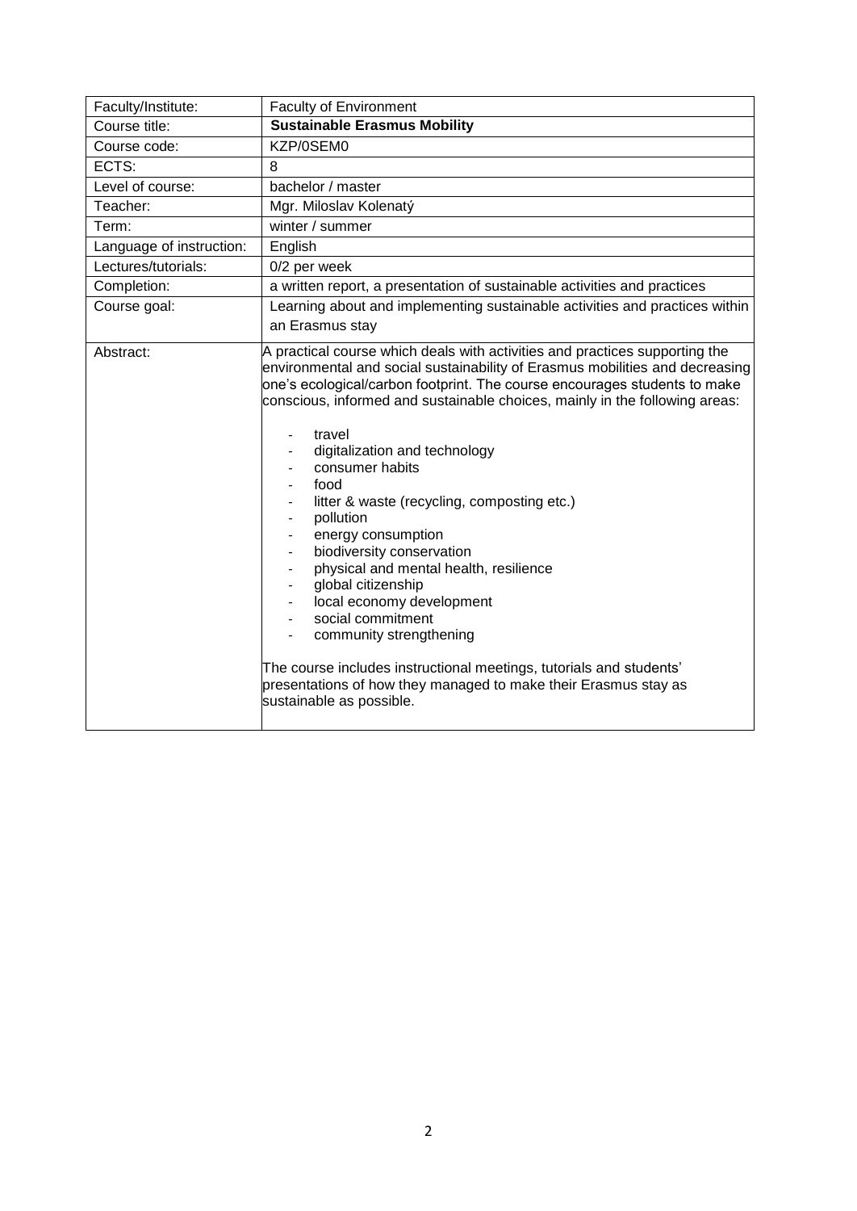| Faculty/Institute: | Faculty of Environment |
|---|---|
| Course title: | **Sustainable Erasmus Mobility** |
| Course code: | KZP/0SEM0 |
| ECTS: | 8 |
| Level of course: | bachelor / master |
| Teacher: | Mgr. Miloslav Kolenatý |
| Term: | winter / summer |
| Language of instruction: | English |
| Lectures/tutorials: | 0/2 per week |
| Completion: | a written report, a presentation of sustainable activities and practices |
| Course goal: | Learning about and implementing sustainable activities and practices within an Erasmus stay |
| Abstract: | A practical course which deals with activities and practices supporting the environmental and social sustainability of Erasmus mobilities and decreasing one's ecological/carbon footprint. The course encourages students to make conscious, informed and sustainable choices, mainly in the following areas:<br><br>- travel<br>- digitalization and technology<br>- consumer habits<br>- food<br>- litter & waste (recycling, composting etc.)<br>- pollution<br>- energy consumption<br>- biodiversity conservation<br>- physical and mental health, resilience<br>- global citizenship<br>- local economy development<br>- social commitment<br>- community strengthening<br><br>The course includes instructional meetings, tutorials and students' presentations of how they managed to make their Erasmus stay as sustainable as possible. |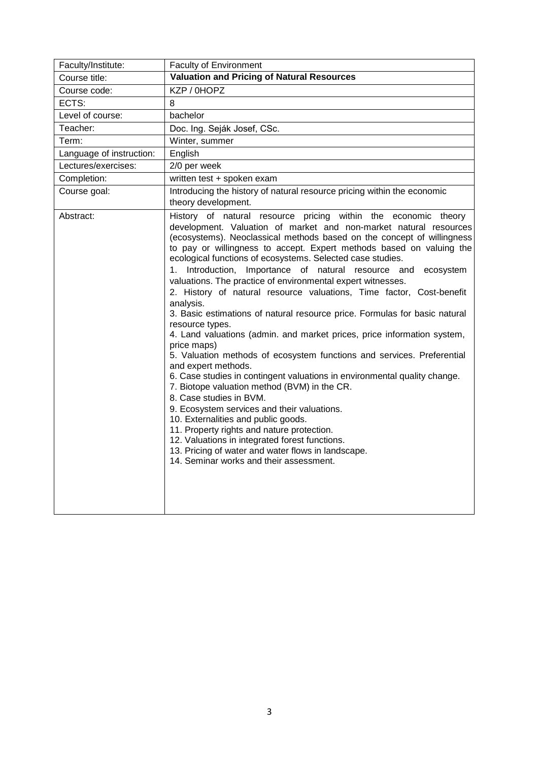| Faculty/Institute: | Faculty of Environment |
|---|---|
| Course title: | **Valuation and Pricing of Natural Resources** |
| Course code: | KZP / 0HOPZ |
| ECTS: | 8 |
| Level of course: | bachelor |
| Teacher: | Doc. Ing. Seják Josef, CSc. |
| Term: | Winter, summer |
| Language of instruction: | English |
| Lectures/exercises: | 2/0 per week |
| Completion: | written test + spoken exam |
| Course goal: | Introducing the history of natural resource pricing within the economic theory development. |
| Abstract: | History of natural resource pricing within the economic theory development. Valuation of market and non-market natural resources (ecosystems). Neoclassical methods based on the concept of willingness to pay or willingness to accept. Expert methods based on valuing the ecological functions of ecosystems. Selected case studies.<br>1. Introduction, Importance of natural resource and ecosystem valuations. The practice of environmental expert witnesses.<br>2. History of natural resource valuations, Time factor, Cost-benefit analysis.<br>3. Basic estimations of natural resource price. Formulas for basic natural resource types.<br>4. Land valuations (admin. and market prices, price information system, price maps)<br>5. Valuation methods of ecosystem functions and services. Preferential and expert methods.<br>6. Case studies in contingent valuations in environmental quality change.<br>7. Biotope valuation method (BVM) in the CR.<br>8. Case studies in BVM.<br>9. Ecosystem services and their valuations.<br>10. Externalities and public goods.<br>11. Property rights and nature protection.<br>12. Valuations in integrated forest functions.<br>13. Pricing of water and water flows in landscape.<br>14. Seminar works and their assessment. |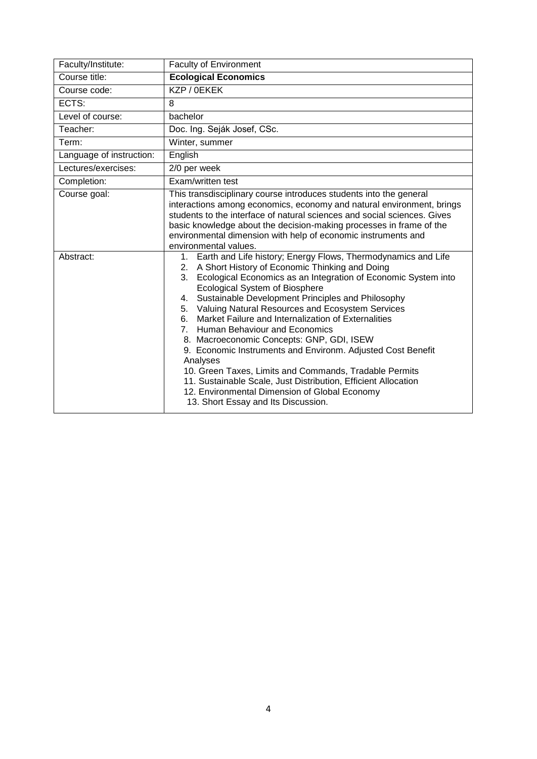| Faculty/Institute: | Faculty of Environment |
|---|---|
| Course title: | **Ecological Economics** |
| Course code: | KZP / 0EKEK |
| ECTS: | 8 |
| Level of course: | bachelor |
| Teacher: | Doc. Ing. Seják Josef, CSc. |
| Term: | Winter, summer |
| Language of instruction: | English |
| Lectures/exercises: | 2/0 per week |
| Completion: | Exam/written test |
| Course goal: | This transdisciplinary course introduces students into the general interactions among economics, economy and natural environment, brings students to the interface of natural sciences and social sciences. Gives basic knowledge about the decision-making processes in frame of the environmental dimension with help of economic instruments and environmental values. |
| Abstract: | 1. Earth and Life history; Energy Flows, Thermodynamics and Life<br>2. A Short History of Economic Thinking and Doing<br>3. Ecological Economics as an Integration of Economic System into Ecological System of Biosphere<br>4. Sustainable Development Principles and Philosophy<br>5. Valuing Natural Resources and Ecosystem Services<br>6. Market Failure and Internalization of Externalities<br>7. Human Behaviour and Economics<br>8. Macroeconomic Concepts: GNP, GDI, ISEW<br>9. Economic Instruments and Environm. Adjusted Cost Benefit Analyses<br>10. Green Taxes, Limits and Commands, Tradable Permits<br>11. Sustainable Scale, Just Distribution, Efficient Allocation<br>12. Environmental Dimension of Global Economy<br>13. Short Essay and Its Discussion. |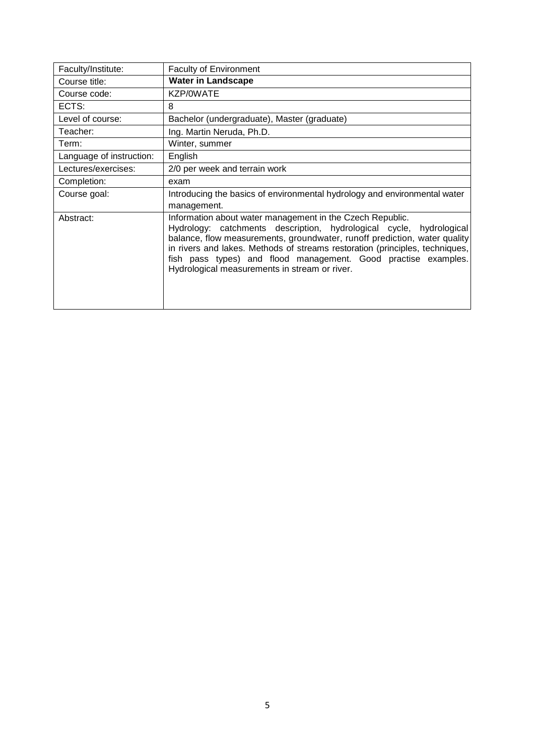| Faculty/Institute: | Faculty of Environment |
|---|---|
| Course title: | **Water in Landscape** |
| Course code: | KZP/0WATE |
| ECTS: | 8 |
| Level of course: | Bachelor (undergraduate), Master (graduate) |
| Teacher: | Ing. Martin Neruda, Ph.D. |
| Term: | Winter, summer |
| Language of instruction: | English |
| Lectures/exercises: | 2/0 per week and terrain work |
| Completion: | exam |
| Course goal: | Introducing the basics of environmental hydrology and environmental water management. |
| Abstract: | Information about water management in the Czech Republic. Hydrology: catchments description, hydrological cycle, hydrological balance, flow measurements, groundwater, runoff prediction, water quality in rivers and lakes. Methods of streams restoration (principles, techniques, fish pass types) and flood management. Good practise examples. Hydrological measurements in stream or river. |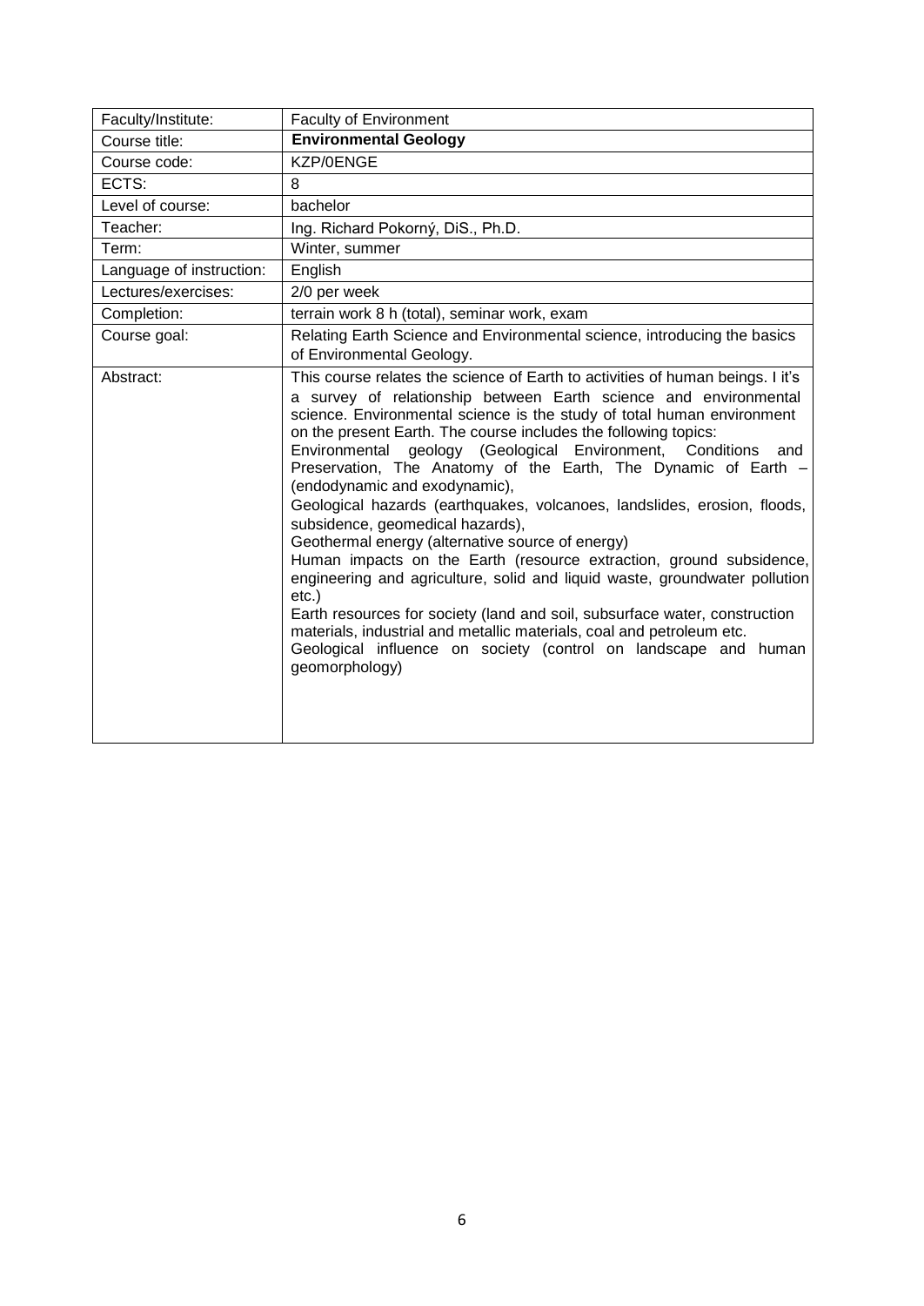| Faculty/Institute: | Faculty of Environment |
| --- | --- |
| Course title: | **Environmental Geology** |
| Course code: | KZP/0ENGE |
| ECTS: | 8 |
| Level of course: | bachelor |
| Teacher: | Ing. Richard Pokorný, DiS., Ph.D. |
| Term: | Winter, summer |
| Language of instruction: | English |
| Lectures/exercises: | 2/0 per week |
| Completion: | terrain work 8 h (total), seminar work, exam |
| Course goal: | Relating Earth Science and Environmental science, introducing the basics of Environmental Geology. |
| Abstract: | This course relates the science of Earth to activities of human beings. I it's a survey of relationship between Earth science and environmental science. Environmental science is the study of total human environment on the present Earth. The course includes the following topics:<br>Environmental geology (Geological Environment, Conditions and Preservation, The Anatomy of the Earth, The Dynamic of Earth – (endodynamic and exodynamic),<br>Geological hazards (earthquakes, volcanoes, landslides, erosion, floods, subsidence, geomedical hazards),<br>Geothermal energy (alternative source of energy)<br>Human impacts on the Earth (resource extraction, ground subsidence, engineering and agriculture, solid and liquid waste, groundwater pollution etc.)<br>Earth resources for society (land and soil, subsurface water, construction materials, industrial and metallic materials, coal and petroleum etc.<br>Geological influence on society (control on landscape and human geomorphology) |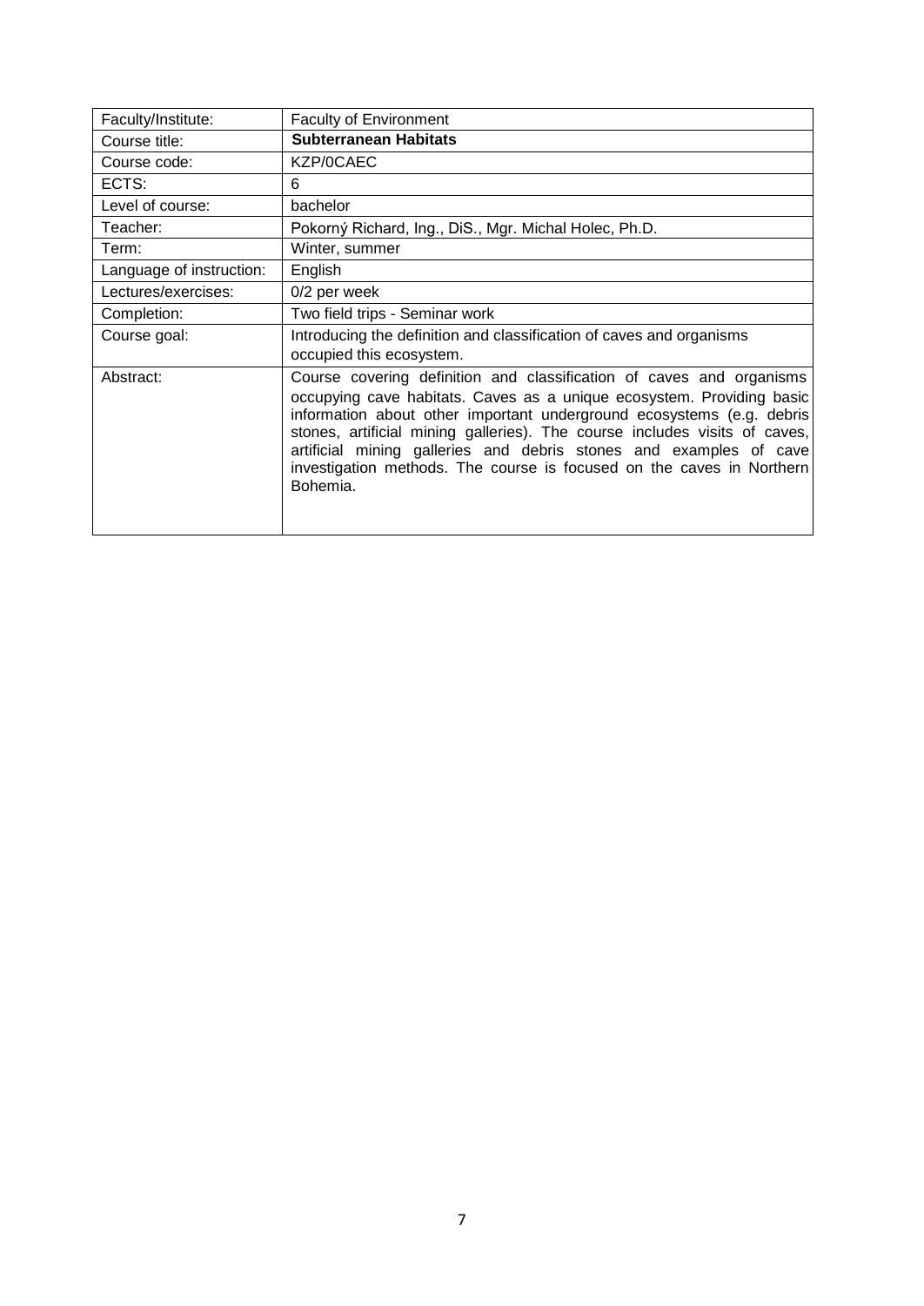| Faculty/Institute: | Faculty of Environment |
|---|---|
| Course title: | **Subterranean Habitats** |
| Course code: | KZP/0CAEC |
| ECTS: | 6 |
| Level of course: | bachelor |
| Teacher: | Pokorný Richard, Ing., DiS., Mgr. Michal Holec, Ph.D. |
| Term: | Winter, summer |
| Language of instruction: | English |
| Lectures/exercises: | 0/2 per week |
| Completion: | Two field trips - Seminar work |
| Course goal: | Introducing the definition and classification of caves and organisms occupied this ecosystem. |
| Abstract: | Course covering definition and classification of caves and organisms occupying cave habitats. Caves as a unique ecosystem. Providing basic information about other important underground ecosystems (e.g. debris stones, artificial mining galleries). The course includes visits of caves, artificial mining galleries and debris stones and examples of cave investigation methods. The course is focused on the caves in Northern Bohemia. |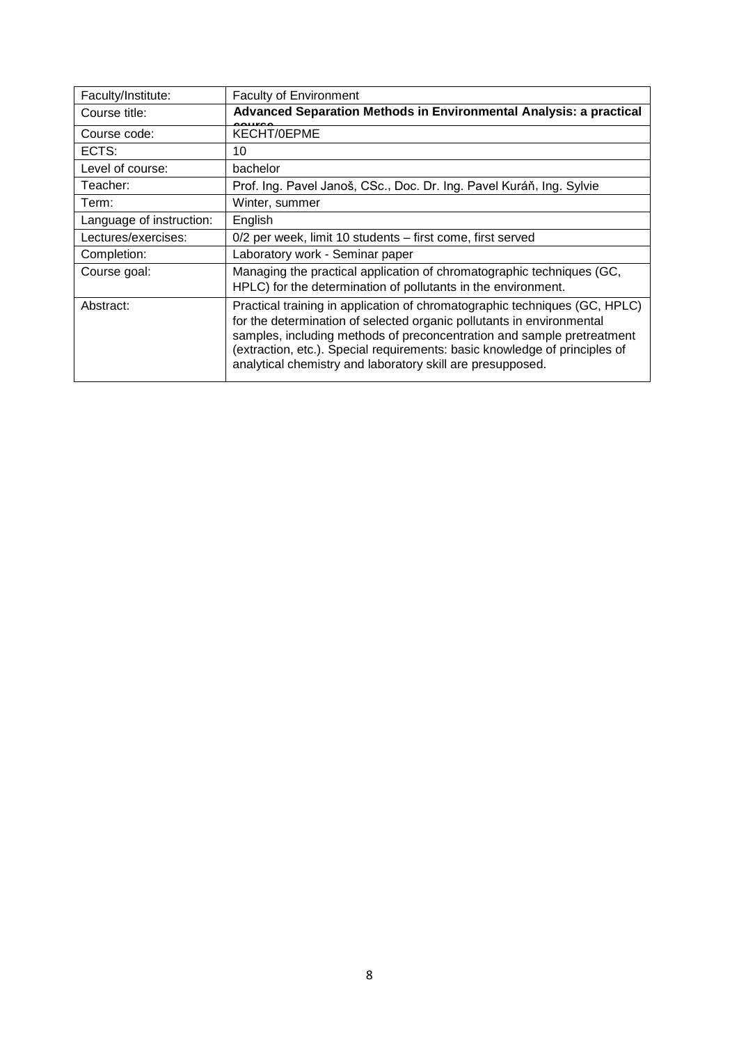| Faculty/Institute: | Faculty of Environment |
|---|---|
| Course title: | **Advanced Separation Methods in Environmental Analysis: a practical course** |
| Course code: | KECHT/0EPME |
| ECTS: | 10 |
| Level of course: | bachelor |
| Teacher: | Prof. Ing. Pavel Janoš, CSc., Doc. Dr. Ing. Pavel Kuráň, Ing. Sylvie |
| Term: | Winter, summer |
| Language of instruction: | English |
| Lectures/exercises: | 0/2 per week, limit 10 students – first come, first served |
| Completion: | Laboratory work - Seminar paper |
| Course goal: | Managing the practical application of chromatographic techniques (GC, HPLC) for the determination of pollutants in the environment. |
| Abstract: | Practical training in application of chromatographic techniques (GC, HPLC) for the determination of selected organic pollutants in environmental samples, including methods of preconcentration and sample pretreatment (extraction, etc.). Special requirements: basic knowledge of principles of analytical chemistry and laboratory skill are presupposed. |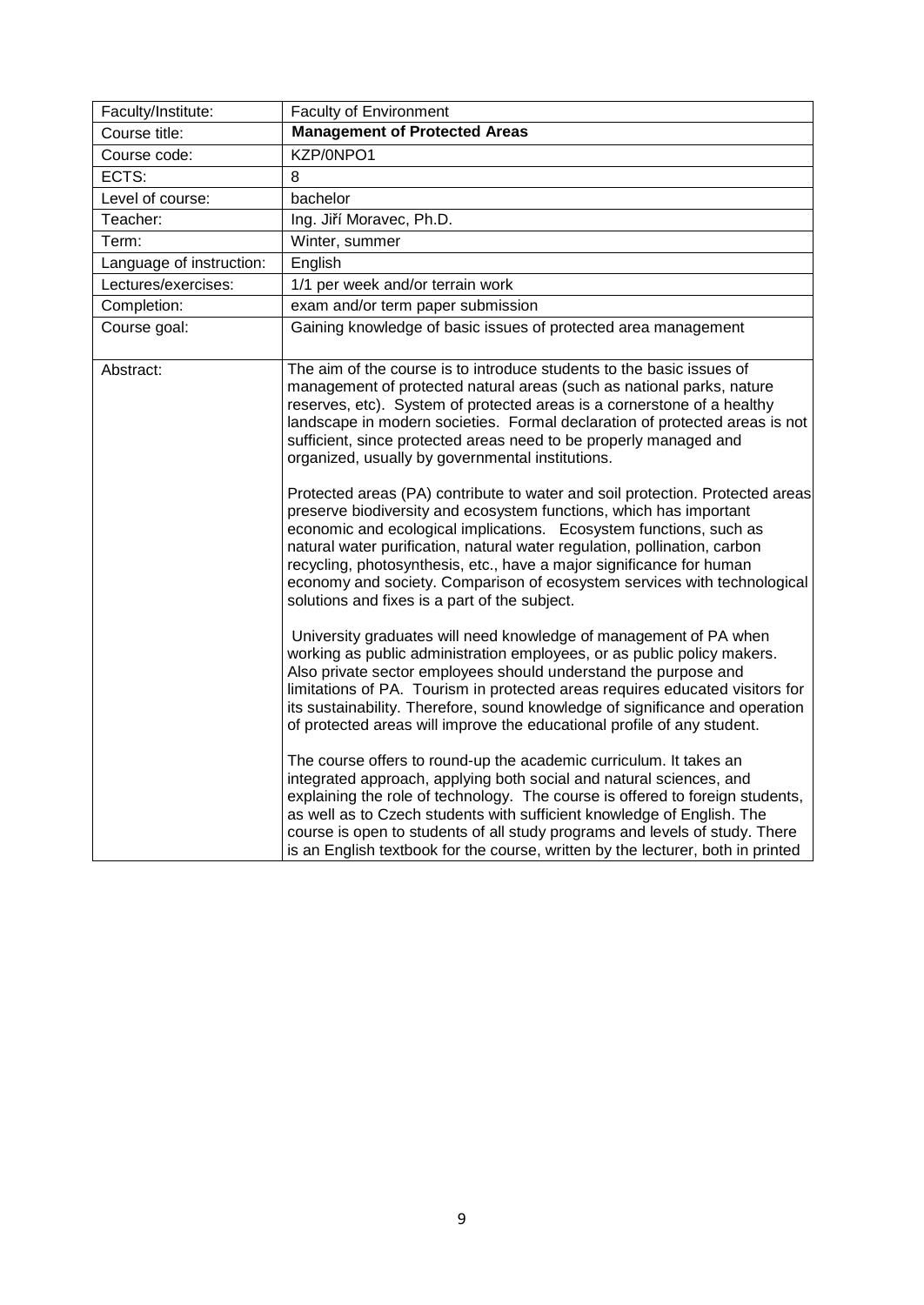| Faculty/Institute: | Faculty of Environment |
| --- | --- |
| Course title: | **Management of Protected Areas** |
| Course code: | KZP/0NPO1 |
| ECTS: | 8 |
| Level of course: | bachelor |
| Teacher: | Ing. Jiří Moravec, Ph.D. |
| Term: | Winter, summer |
| Language of instruction: | English |
| Lectures/exercises: | 1/1 per week and/or terrain work |
| Completion: | exam and/or term paper submission |
| Course goal: | Gaining knowledge of basic issues of protected area management |
| Abstract: | The aim of the course is to introduce students to the basic issues of management of protected natural areas (such as national parks, nature reserves, etc). System of protected areas is a cornerstone of a healthy landscape in modern societies. Formal declaration of protected areas is not sufficient, since protected areas need to be properly managed and organized, usually by governmental institutions.<br><br>Protected areas (PA) contribute to water and soil protection. Protected areas preserve biodiversity and ecosystem functions, which has important economic and ecological implications. Ecosystem functions, such as natural water purification, natural water regulation, pollination, carbon recycling, photosynthesis, etc., have a major significance for human economy and society. Comparison of ecosystem services with technological solutions and fixes is a part of the subject.<br><br>University graduates will need knowledge of management of PA when working as public administration employees, or as public policy makers. Also private sector employees should understand the purpose and limitations of PA. Tourism in protected areas requires educated visitors for its sustainability. Therefore, sound knowledge of significance and operation of protected areas will improve the educational profile of any student.<br><br>The course offers to round-up the academic curriculum. It takes an integrated approach, applying both social and natural sciences, and explaining the role of technology. The course is offered to foreign students, as well as to Czech students with sufficient knowledge of English. The course is open to students of all study programs and levels of study. There is an English textbook for the course, written by the lecturer, both in printed |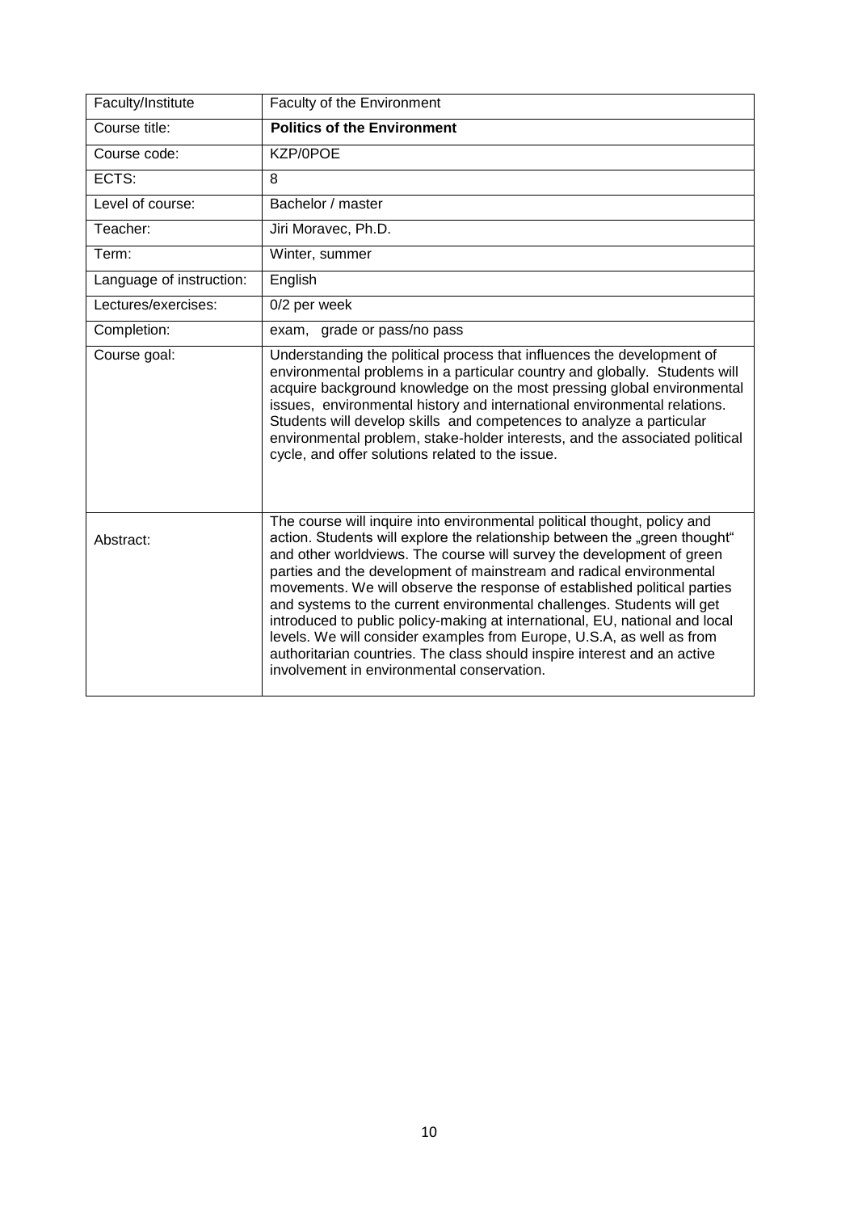| Faculty/Institute | Faculty of the Environment |
|---|---|
| Course title: | **Politics of the Environment** |
| Course code: | KZP/0POE |
| ECTS: | 8 |
| Level of course: | Bachelor / master |
| Teacher: | Jiri Moravec, Ph.D. |
| Term: | Winter, summer |
| Language of instruction: | English |
| Lectures/exercises: | 0/2 per week |
| Completion: | exam, grade or pass/no pass |
| Course goal: | Understanding the political process that influences the development of environmental problems in a particular country and globally. Students will acquire background knowledge on the most pressing global environmental issues, environmental history and international environmental relations. Students will develop skills and competences to analyze a particular environmental problem, stake-holder interests, and the associated political cycle, and offer solutions related to the issue. |
| Abstract: | The course will inquire into environmental political thought, policy and action. Students will explore the relationship between the „green thought" and other worldviews. The course will survey the development of green parties and the development of mainstream and radical environmental movements. We will observe the response of established political parties and systems to the current environmental challenges. Students will get introduced to public policy-making at international, EU, national and local levels. We will consider examples from Europe, U.S.A, as well as from authoritarian countries. The class should inspire interest and an active involvement in environmental conservation. |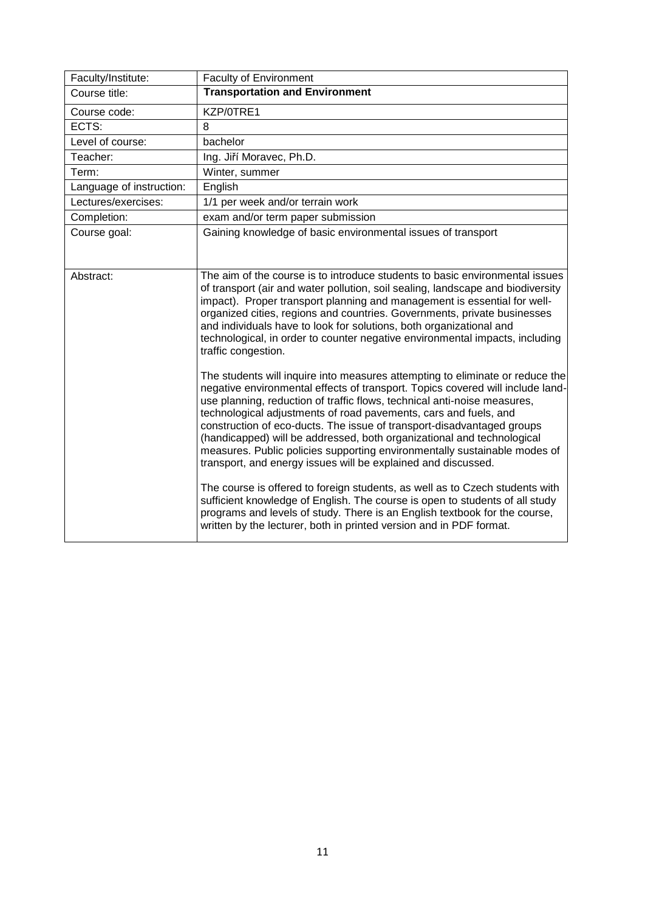| Faculty/Institute: | Faculty of Environment |
| --- | --- |
| Course title: | **Transportation and Environment** |
| Course code: | KZP/0TRE1 |
| ECTS: | 8 |
| Level of course: | bachelor |
| Teacher: | Ing. Jiří Moravec, Ph.D. |
| Term: | Winter, summer |
| Language of instruction: | English |
| Lectures/exercises: | 1/1 per week and/or terrain work |
| Completion: | exam and/or term paper submission |
| Course goal: | Gaining knowledge of basic environmental issues of transport |
| Abstract: | The aim of the course is to introduce students to basic environmental issues of transport (air and water pollution, soil sealing, landscape and biodiversity impact). Proper transport planning and management is essential for well-organized cities, regions and countries. Governments, private businesses and individuals have to look for solutions, both organizational and technological, in order to counter negative environmental impacts, including traffic congestion.<br><br>The students will inquire into measures attempting to eliminate or reduce the negative environmental effects of transport. Topics covered will include land-use planning, reduction of traffic flows, technical anti-noise measures, technological adjustments of road pavements, cars and fuels, and construction of eco-ducts. The issue of transport-disadvantaged groups (handicapped) will be addressed, both organizational and technological measures. Public policies supporting environmentally sustainable modes of transport, and energy issues will be explained and discussed.<br><br>The course is offered to foreign students, as well as to Czech students with sufficient knowledge of English. The course is open to students of all study programs and levels of study. There is an English textbook for the course, written by the lecturer, both in printed version and in PDF format. |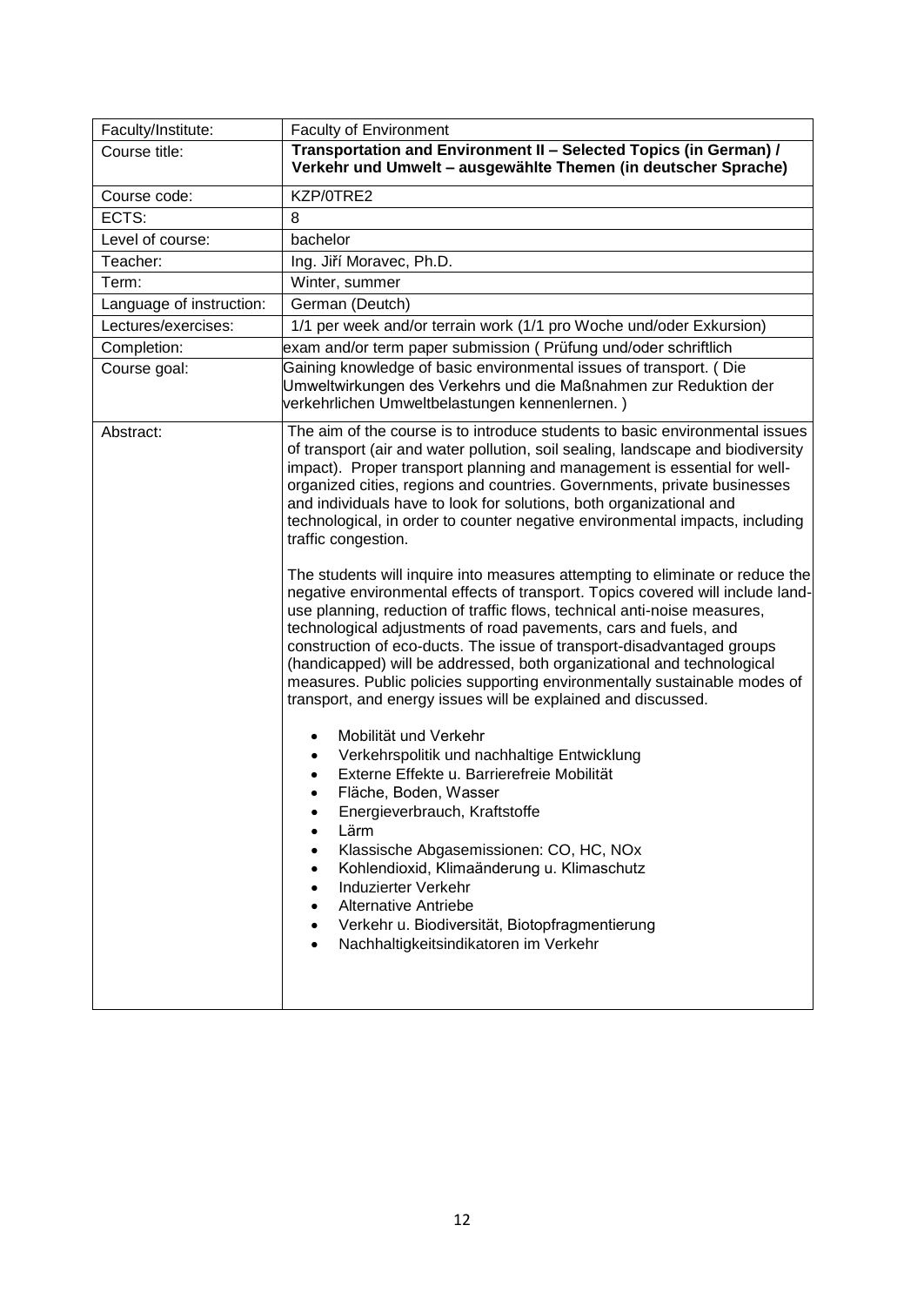| Faculty/Institute: | Faculty of Environment |
|---|---|
| Course title: | **Transportation and Environment II – Selected Topics (in German) / Verkehr und Umwelt – ausgewählte Themen (in deutscher Sprache)** |
| Course code: | KZP/0TRE2 |
| ECTS: | 8 |
| Level of course: | bachelor |
| Teacher: | Ing. Jiří Moravec, Ph.D. |
| Term: | Winter, summer |
| Language of instruction: | German (Deutch) |
| Lectures/exercises: | 1/1 per week and/or terrain work (1/1 pro Woche und/oder Exkursion) |
| Completion: | exam and/or term paper submission ( Prüfung und/oder schriftlich |
| Course goal: | Gaining knowledge of basic environmental issues of transport. ( Die Umweltwirkungen des Verkehrs und die Maßnahmen zur Reduktion der verkehrlichen Umweltbelastungen kennenlernen. ) |
| Abstract: | The aim of the course is to introduce students to basic environmental issues of transport (air and water pollution, soil sealing, landscape and biodiversity impact). Proper transport planning and management is essential for well-organized cities, regions and countries. Governments, private businesses and individuals have to look for solutions, both organizational and technological, in order to counter negative environmental impacts, including traffic congestion.<br><br>The students will inquire into measures attempting to eliminate or reduce the negative environmental effects of transport. Topics covered will include land-use planning, reduction of traffic flows, technical anti-noise measures, technological adjustments of road pavements, cars and fuels, and construction of eco-ducts. The issue of transport-disadvantaged groups (handicapped) will be addressed, both organizational and technological measures. Public policies supporting environmentally sustainable modes of transport, and energy issues will be explained and discussed.<br><br>• Mobilität und Verkehr<br>• Verkehrspolitik und nachhaltige Entwicklung<br>• Externe Effekte u. Barrierefreie Mobilität<br>• Fläche, Boden, Wasser<br>• Energieverbrauch, Kraftstoffe<br>• Lärm<br>• Klassische Abgasemissionen: CO, HC, NOx<br>• Kohlendioxid, Klimaänderung u. Klimaschutz<br>• Induzierter Verkehr<br>• Alternative Antriebe<br>• Verkehr u. Biodiversität, Biotopfragmentierung<br>• Nachhaltigkeitsindikatoren im Verkehr |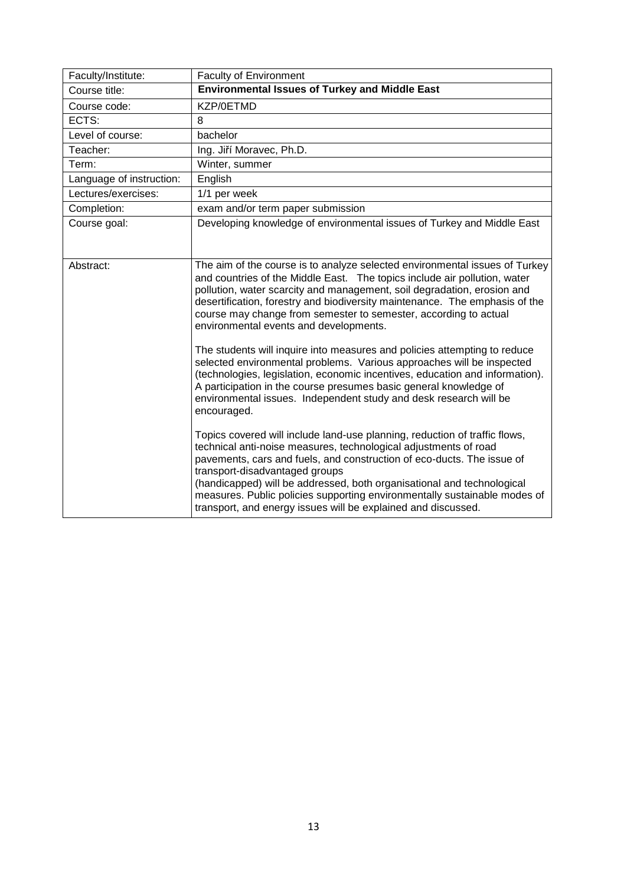| Faculty/Institute: | Faculty of Environment |
| --- | --- |
| Course title: | **Environmental Issues of Turkey and Middle East** |
| Course code: | KZP/0ETMD |
| ECTS: | 8 |
| Level of course: | bachelor |
| Teacher: | Ing. Jiří Moravec, Ph.D. |
| Term: | Winter, summer |
| Language of instruction: | English |
| Lectures/exercises: | 1/1 per week |
| Completion: | exam and/or term paper submission |
| Course goal: | Developing knowledge of environmental issues of Turkey and Middle East |
| Abstract: | The aim of the course is to analyze selected environmental issues of Turkey and countries of the Middle East. The topics include air pollution, water pollution, water scarcity and management, soil degradation, erosion and desertification, forestry and biodiversity maintenance. The emphasis of the course may change from semester to semester, according to actual environmental events and developments.<br><br>The students will inquire into measures and policies attempting to reduce selected environmental problems. Various approaches will be inspected (technologies, legislation, economic incentives, education and information). A participation in the course presumes basic general knowledge of environmental issues. Independent study and desk research will be encouraged.<br><br>Topics covered will include land-use planning, reduction of traffic flows, technical anti-noise measures, technological adjustments of road pavements, cars and fuels, and construction of eco-ducts. The issue of transport-disadvantaged groups (handicapped) will be addressed, both organisational and technological measures. Public policies supporting environmentally sustainable modes of transport, and energy issues will be explained and discussed. |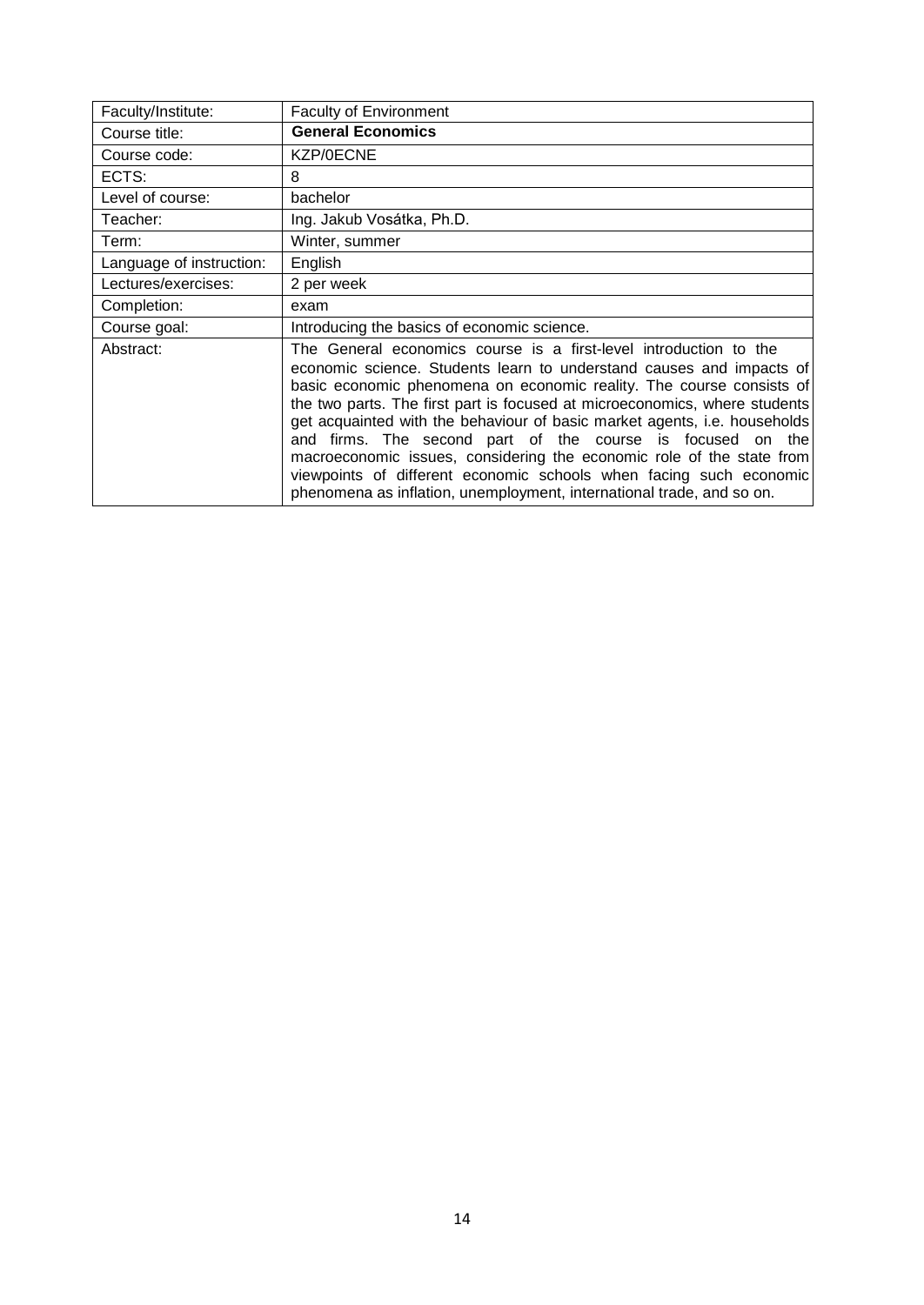| Faculty/Institute: | Faculty of Environment |
|---|---|
| Course title: | **General Economics** |
| Course code: | KZP/0ECNE |
| ECTS: | 8 |
| Level of course: | bachelor |
| Teacher: | Ing. Jakub Vosátka, Ph.D. |
| Term: | Winter, summer |
| Language of instruction: | English |
| Lectures/exercises: | 2 per week |
| Completion: | exam |
| Course goal: | Introducing the basics of economic science. |
| Abstract: | The General economics course is a first-level introduction to the economic science. Students learn to understand causes and impacts of basic economic phenomena on economic reality. The course consists of the two parts. The first part is focused at microeconomics, where students get acquainted with the behaviour of basic market agents, i.e. households and firms. The second part of the course is focused on the macroeconomic issues, considering the economic role of the state from viewpoints of different economic schools when facing such economic phenomena as inflation, unemployment, international trade, and so on. |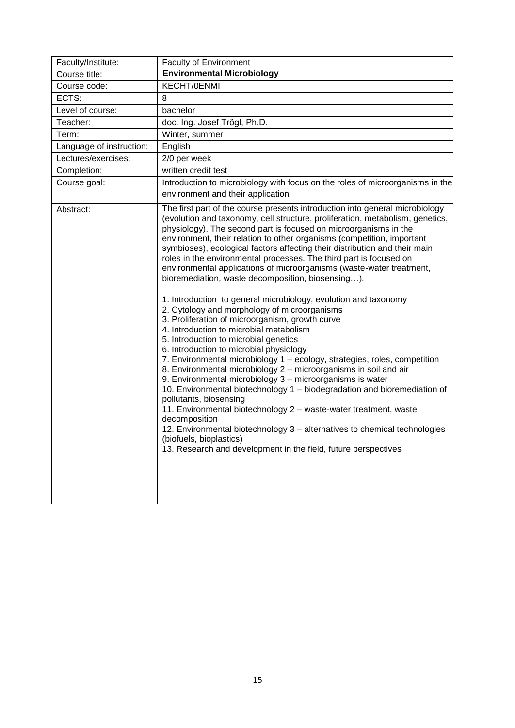| Faculty/Institute: | Faculty of Environment |
|---|---|
| Course title: | **Environmental Microbiology** |
| Course code: | KECHT/0ENMI |
| ECTS: | 8 |
| Level of course: | bachelor |
| Teacher: | doc. Ing. Josef Trögl, Ph.D. |
| Term: | Winter, summer |
| Language of instruction: | English |
| Lectures/exercises: | 2/0 per week |
| Completion: | written credit test |
| Course goal: | Introduction to microbiology with focus on the roles of microorganisms in the environment and their application |
| Abstract: | The first part of the course presents introduction into general microbiology (evolution and taxonomy, cell structure, proliferation, metabolism, genetics, physiology). The second part is focused on microorganisms in the environment, their relation to other organisms (competition, important symbioses), ecological factors affecting their distribution and their main roles in the environmental processes. The third part is focused on environmental applications of microorganisms (waste-water treatment, bioremediation, waste decomposition, biosensing…).<br><br>1. Introduction to general microbiology, evolution and taxonomy<br>2. Cytology and morphology of microorganisms<br>3. Proliferation of microorganism, growth curve<br>4. Introduction to microbial metabolism<br>5. Introduction to microbial genetics<br>6. Introduction to microbial physiology<br>7. Environmental microbiology 1 – ecology, strategies, roles, competition<br>8. Environmental microbiology 2 – microorganisms in soil and air<br>9. Environmental microbiology 3 – microorganisms is water<br>10. Environmental biotechnology 1 – biodegradation and bioremediation of pollutants, biosensing<br>11. Environmental biotechnology 2 – waste-water treatment, waste decomposition<br>12. Environmental biotechnology 3 – alternatives to chemical technologies (biofuels, bioplastics)<br>13. Research and development in the field, future perspectives |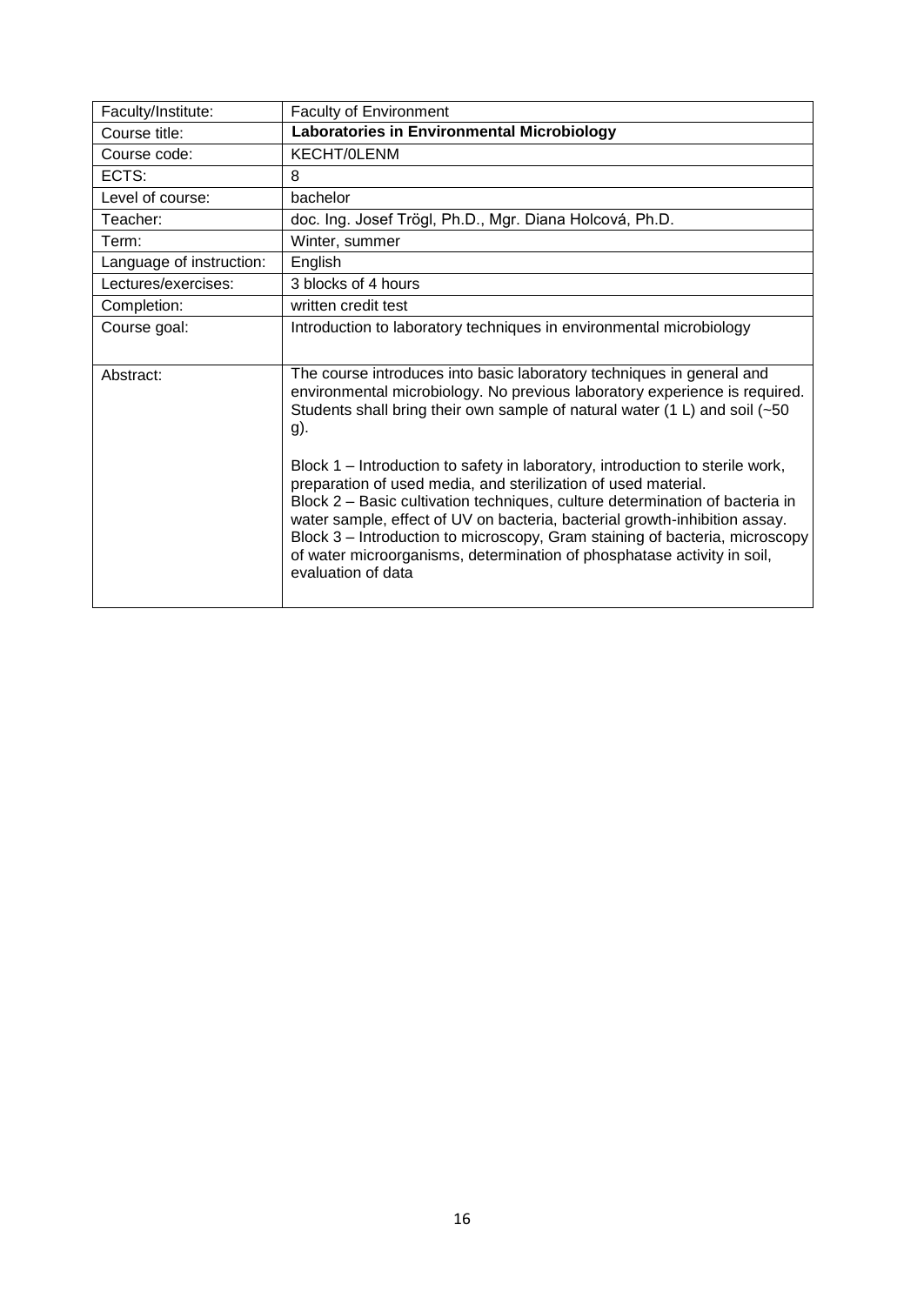| | |
|---|---|
| Faculty/Institute: | Faculty of Environment |
| Course title: | **Laboratories in Environmental Microbiology** |
| Course code: | KECHT/0LENM |
| ECTS: | 8 |
| Level of course: | bachelor |
| Teacher: | doc. Ing. Josef Trögl, Ph.D., Mgr. Diana Holcová, Ph.D. |
| Term: | Winter, summer |
| Language of instruction: | English |
| Lectures/exercises: | 3 blocks of 4 hours |
| Completion: | written credit test |
| Course goal: | Introduction to laboratory techniques in environmental microbiology |
| Abstract: | The course introduces into basic laboratory techniques in general and environmental microbiology. No previous laboratory experience is required. Students shall bring their own sample of natural water (1 L) and soil (~50 g).<br><br>Block 1 – Introduction to safety in laboratory, introduction to sterile work, preparation of used media, and sterilization of used material.<br>Block 2 – Basic cultivation techniques, culture determination of bacteria in water sample, effect of UV on bacteria, bacterial growth-inhibition assay.<br>Block 3 – Introduction to microscopy, Gram staining of bacteria, microscopy of water microorganisms, determination of phosphatase activity in soil, evaluation of data |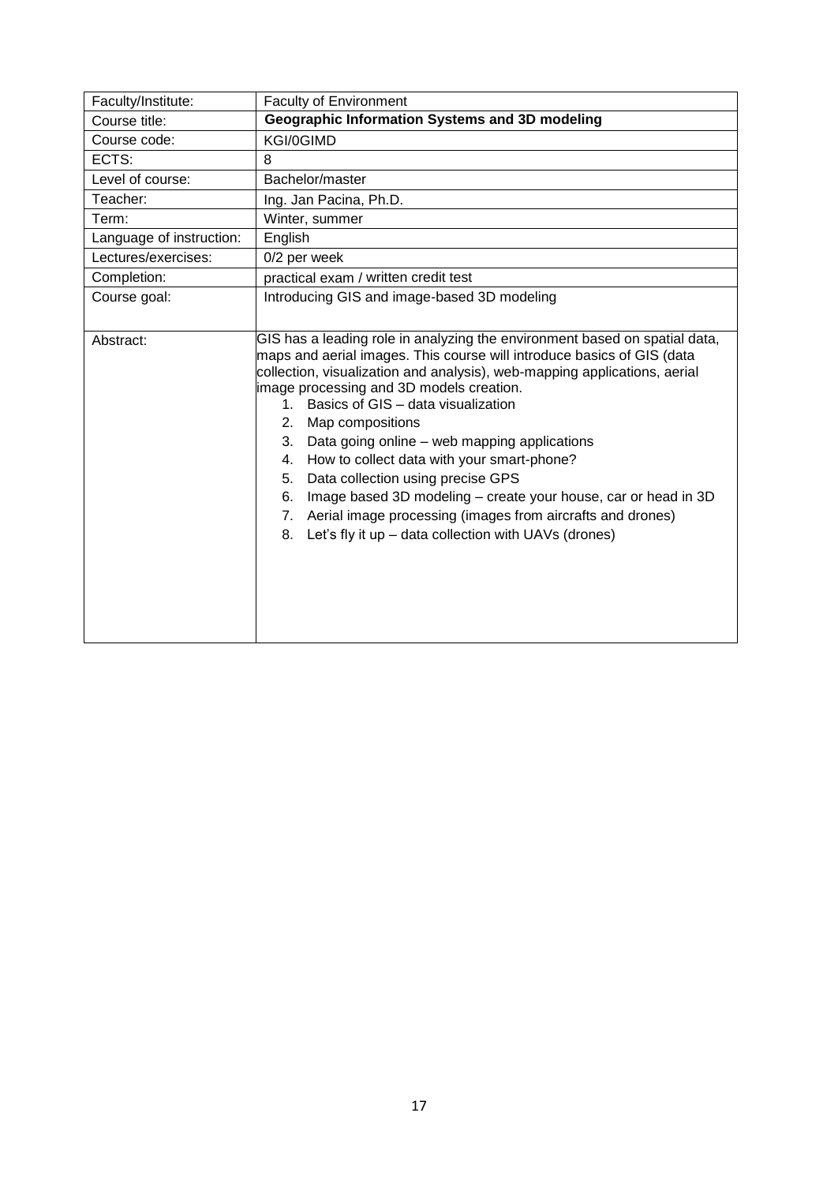| Faculty/Institute: | Faculty of Environment |
|---|---|
| Course title: | **Geographic Information Systems and 3D modeling** |
| Course code: | KGI/0GIMD |
| ECTS: | 8 |
| Level of course: | Bachelor/master |
| Teacher: | Ing. Jan Pacina, Ph.D. |
| Term: | Winter, summer |
| Language of instruction: | English |
| Lectures/exercises: | 0/2 per week |
| Completion: | practical exam / written credit test |
| Course goal: | Introducing GIS and image-based 3D modeling |
| Abstract: | GIS has a leading role in analyzing the environment based on spatial data, maps and aerial images. This course will introduce basics of GIS (data collection, visualization and analysis), web-mapping applications, aerial image processing and 3D models creation.<br>1. Basics of GIS – data visualization<br>2. Map compositions<br>3. Data going online – web mapping applications<br>4. How to collect data with your smart-phone?<br>5. Data collection using precise GPS<br>6. Image based 3D modeling – create your house, car or head in 3D<br>7. Aerial image processing (images from aircrafts and drones)<br>8. Let's fly it up – data collection with UAVs (drones) |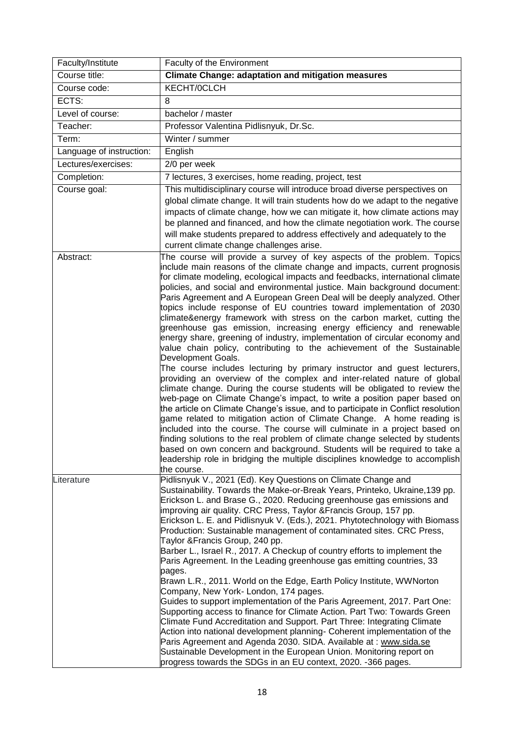| Faculty/Institute | Faculty of the Environment |
|---|---|
| Course title: | **Climate Change: adaptation and mitigation measures** |
| Course code: | KECHT/0CLCH |
| ECTS: | 8 |
| Level of course: | bachelor / master |
| Teacher: | Professor Valentina Pidlisnyuk, Dr.Sc. |
| Term: | Winter / summer |
| Language of instruction: | English |
| Lectures/exercises: | 2/0 per week |
| Completion: | 7 lectures, 3 exercises, home reading, project, test |
| Course goal: | This multidisciplinary course will introduce broad diverse perspectives on global climate change. It will train students how do we adapt to the negative impacts of climate change, how we can mitigate it, how climate actions may be planned and financed, and how the climate negotiation work. The course will make students prepared to address effectively and adequately to the current climate change challenges arise. |
| Abstract: | The course will provide a survey of key aspects of the problem. Topics include main reasons of the climate change and impacts, current prognosis for climate modeling, ecological impacts and feedbacks, international climate policies, and social and environmental justice. Main background document: Paris Agreement and A European Green Deal will be deeply analyzed. Other topics include response of EU countries toward implementation of 2030 climate&energy framework with stress on the carbon market, cutting the greenhouse gas emission, increasing energy efficiency and renewable energy share, greening of industry, implementation of circular economy and value chain policy, contributing to the achievement of the Sustainable Development Goals.<br>The course includes lecturing by primary instructor and guest lecturers, providing an overview of the complex and inter-related nature of global climate change. During the course students will be obligated to review the web-page on Climate Change's impact, to write a position paper based on the article on Climate Change's issue, and to participate in Conflict resolution game related to mitigation action of Climate Change. A home reading is included into the course. The course will culminate in a project based on finding solutions to the real problem of climate change selected by students based on own concern and background. Students will be required to take a leadership role in bridging the multiple disciplines knowledge to accomplish the course. |
| Literature | Pidlisnyuk V., 2021 (Ed). Key Questions on Climate Change and Sustainability. Towards the Make-or-Break Years, Printeko, Ukraine,139 pp.<br>Erickson L. and Brase G., 2020. Reducing greenhouse gas emissions and improving air quality. CRC Press, Taylor &Francis Group, 157 pp.<br>Erickson L. E. and Pidlisnyuk V. (Eds.), 2021. Phytotechnology with Biomass Production: Sustainable management of contaminated sites. CRC Press, Taylor &Francis Group, 240 pp.<br>Barber L., Israel R., 2017. A Checkup of country efforts to implement the Paris Agreement. In the Leading greenhouse gas emitting countries, 33 pages.<br>Brawn L.R., 2011. World on the Edge, Earth Policy Institute, WWNorton Company, New York- London, 174 pages.<br>Guides to support implementation of the Paris Agreement, 2017. Part One: Supporting access to finance for Climate Action. Part Two: Towards Green Climate Fund Accreditation and Support. Part Three: Integrating Climate Action into national development planning- Coherent implementation of the Paris Agreement and Agenda 2030. SIDA. Available at : www.sida.se<br>Sustainable Development in the European Union. Monitoring report on progress towards the SDGs in an EU context, 2020. -366 pages. |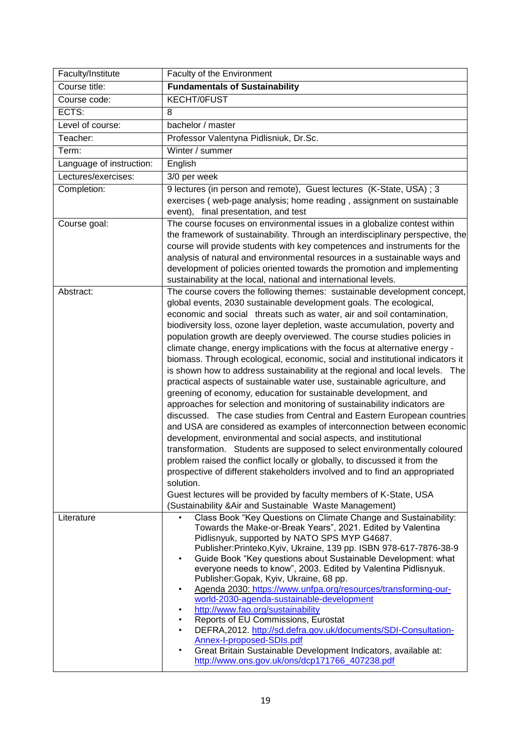| Faculty/Institute | Faculty of the Environment |
|---|---|
| Course title: | **Fundamentals of Sustainability** |
| Course code: | KECHT/0FUST |
| ECTS: | 8 |
| Level of course: | bachelor / master |
| Teacher: | Professor Valentyna Pidlisniuk, Dr.Sc. |
| Term: | Winter / summer |
| Language of instruction: | English |
| Lectures/exercises: | 3/0 per week |
| Completion: | 9 lectures (in person and remote), Guest lectures (K-State, USA) ; 3 exercises ( web-page analysis; home reading , assignment on sustainable event), final presentation, and test |
| Course goal: | The course focuses on environmental issues in a globalize contest within the framework of sustainability. Through an interdisciplinary perspective, the course will provide students with key competences and instruments for the analysis of natural and environmental resources in a sustainable ways and development of policies oriented towards the promotion and implementing sustainability at the local, national and international levels. |
| Abstract: | The course covers the following themes: sustainable development concept, global events, 2030 sustainable development goals. The ecological, economic and social threats such as water, air and soil contamination, biodiversity loss, ozone layer depletion, waste accumulation, poverty and population growth are deeply overviewed. The course studies policies in climate change, energy implications with the focus at alternative energy - biomass. Through ecological, economic, social and institutional indicators it is shown how to address sustainability at the regional and local levels. The practical aspects of sustainable water use, sustainable agriculture, and greening of economy, education for sustainable development, and approaches for selection and monitoring of sustainability indicators are discussed. The case studies from Central and Eastern European countries and USA are considered as examples of interconnection between economic development, environmental and social aspects, and institutional transformation. Students are supposed to select environmentally coloured problem raised the conflict locally or globally, to discussed it from the prospective of different stakeholders involved and to find an appropriated solution.<br>Guest lectures will be provided by faculty members of K-State, USA (Sustainability &Air and Sustainable Waste Management) |
| Literature | • Class Book "Key Questions on Climate Change and Sustainability: Towards the Make-or-Break Years", 2021. Edited by Valentina Pidlisnyuk, supported by NATO SPS MYP G4687. Publisher:Printeko,Kyiv, Ukraine, 139 pp. ISBN 978-617-7876-38-9<br>• Guide Book "Key questions about Sustainable Development: what everyone needs to know", 2003. Edited by Valentina Pidlisnyuk. Publisher:Gopak, Kyiv, Ukraine, 68 pp.<br>• Agenda 2030: https://www.unfpa.org/resources/transforming-our-world-2030-agenda-sustainable-development<br>• http://www.fao.org/sustainability<br>• Reports of EU Commissions, Eurostat<br>• DEFRA,2012. http://sd.defra.gov.uk/documents/SDI-Consultation-Annex-I-proposed-SDIs.pdf<br>• Great Britain Sustainable Development Indicators, available at: http://www.ons.gov.uk/ons/dcp171766_407238.pdf |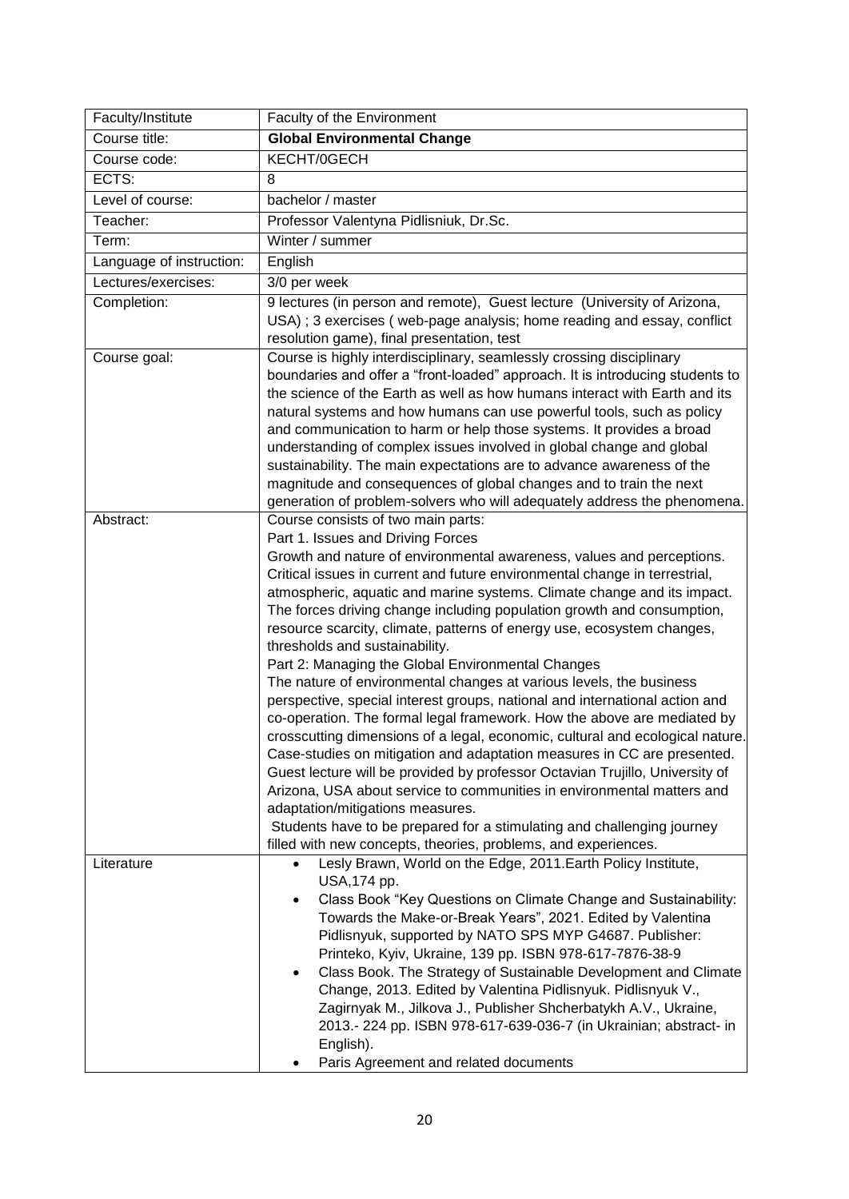| Faculty/Institute | Faculty of the Environment |
|---|---|
| Course title: | **Global Environmental Change** |
| Course code: | KECHT/0GECH |
| ECTS: | 8 |
| Level of course: | bachelor / master |
| Teacher: | Professor Valentyna Pidlisniuk, Dr.Sc. |
| Term: | Winter / summer |
| Language of instruction: | English |
| Lectures/exercises: | 3/0 per week |
| Completion: | 9 lectures (in person and remote), Guest lecture (University of Arizona, USA) ; 3 exercises ( web-page analysis; home reading and essay, conflict resolution game), final presentation, test |
| Course goal: | Course is highly interdisciplinary, seamlessly crossing disciplinary boundaries and offer a "front-loaded" approach. It is introducing students to the science of the Earth as well as how humans interact with Earth and its natural systems and how humans can use powerful tools, such as policy and communication to harm or help those systems. It provides a broad understanding of complex issues involved in global change and global sustainability. The main expectations are to advance awareness of the magnitude and consequences of global changes and to train the next generation of problem-solvers who will adequately address the phenomena. |
| Abstract: | Course consists of two main parts:<br>Part 1. Issues and Driving Forces<br>Growth and nature of environmental awareness, values and perceptions. Critical issues in current and future environmental change in terrestrial, atmospheric, aquatic and marine systems. Climate change and its impact. The forces driving change including population growth and consumption, resource scarcity, climate, patterns of energy use, ecosystem changes, thresholds and sustainability.<br>Part 2: Managing the Global Environmental Changes<br>The nature of environmental changes at various levels, the business perspective, special interest groups, national and international action and co-operation. The formal legal framework. How the above are mediated by crosscutting dimensions of a legal, economic, cultural and ecological nature. Case-studies on mitigation and adaptation measures in CC are presented. Guest lecture will be provided by professor Octavian Trujillo, University of Arizona, USA about service to communities in environmental matters and adaptation/mitigations measures.<br>Students have to be prepared for a stimulating and challenging journey filled with new concepts, theories, problems, and experiences. |
| Literature | • Lesly Brawn, World on the Edge, 2011.Earth Policy Institute, USA,174 pp.<br>• Class Book "Key Questions on Climate Change and Sustainability: Towards the Make-or-Break Years", 2021. Edited by Valentina Pidlisnyuk, supported by NATO SPS MYP G4687. Publisher: Printeko, Kyiv, Ukraine, 139 pp. ISBN 978-617-7876-38-9<br>• Class Book. The Strategy of Sustainable Development and Climate Change, 2013. Edited by Valentina Pidlisnyuk. Pidlisnyuk V., Zagirnyak M., Jilkova J., Publisher Shcherbatykh A.V., Ukraine, 2013.- 224 pp. ISBN 978-617-639-036-7 (in Ukrainian; abstract- in English).<br>• Paris Agreement and related documents |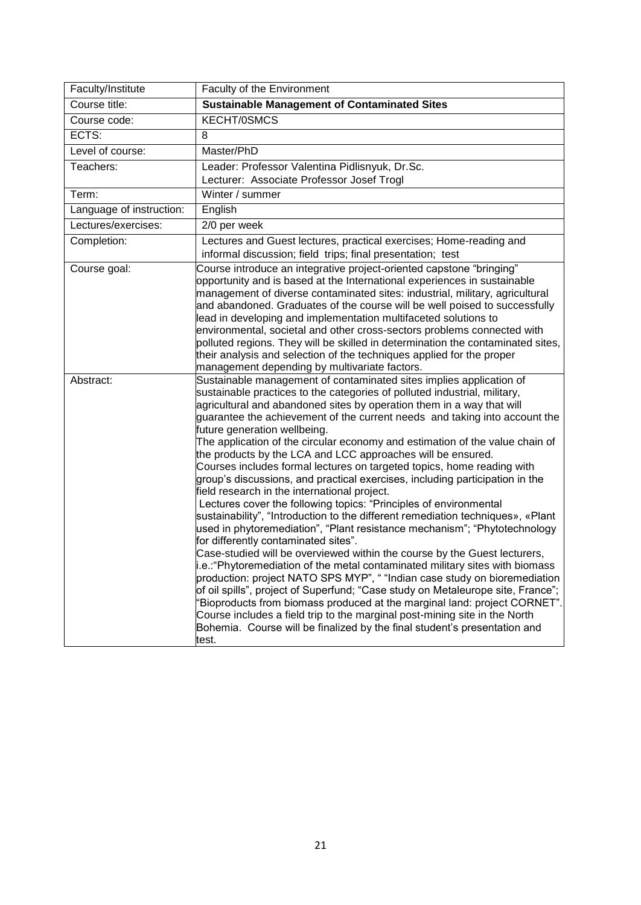| Faculty/Institute | Faculty of the Environment |
|---|---|
| Course title: | **Sustainable Management of Contaminated Sites** |
| Course code: | KECHT/0SMCS |
| ECTS: | 8 |
| Level of course: | Master/PhD |
| Teachers: | Leader: Professor Valentina Pidlisnyuk, Dr.Sc.<br>Lecturer: Associate Professor Josef Trogl |
| Term: | Winter / summer |
| Language of instruction: | English |
| Lectures/exercises: | 2/0 per week |
| Completion: | Lectures and Guest lectures, practical exercises; Home-reading and informal discussion; field trips; final presentation; test |
| Course goal: | Course introduce an integrative project-oriented capstone "bringing" opportunity and is based at the International experiences in sustainable management of diverse contaminated sites: industrial, military, agricultural and abandoned. Graduates of the course will be well poised to successfully lead in developing and implementation multifaceted solutions to environmental, societal and other cross-sectors problems connected with polluted regions. They will be skilled in determination the contaminated sites, their analysis and selection of the techniques applied for the proper management depending by multivariate factors. |
| Abstract: | Sustainable management of contaminated sites implies application of sustainable practices to the categories of polluted industrial, military, agricultural and abandoned sites by operation them in a way that will guarantee the achievement of the current needs and taking into account the future generation wellbeing.<br>The application of the circular economy and estimation of the value chain of the products by the LCA and LCC approaches will be ensured.<br>Courses includes formal lectures on targeted topics, home reading with group's discussions, and practical exercises, including participation in the field research in the international project.<br>Lectures cover the following topics: "Principles of environmental sustainability", "Introduction to the different remediation techniques», «Plant used in phytoremediation", "Plant resistance mechanism"; "Phytotechnology for differently contaminated sites".<br>Case-studied will be overviewed within the course by the Guest lecturers, i.e.:"Phytoremediation of the metal contaminated military sites with biomass production: project NATO SPS MYP", " "Indian case study on bioremediation of oil spills", project of Superfund; "Case study on Metaleurope site, France"; "Bioproducts from biomass produced at the marginal land: project CORNET". Course includes a field trip to the marginal post-mining site in the North Bohemia. Course will be finalized by the final student's presentation and test. |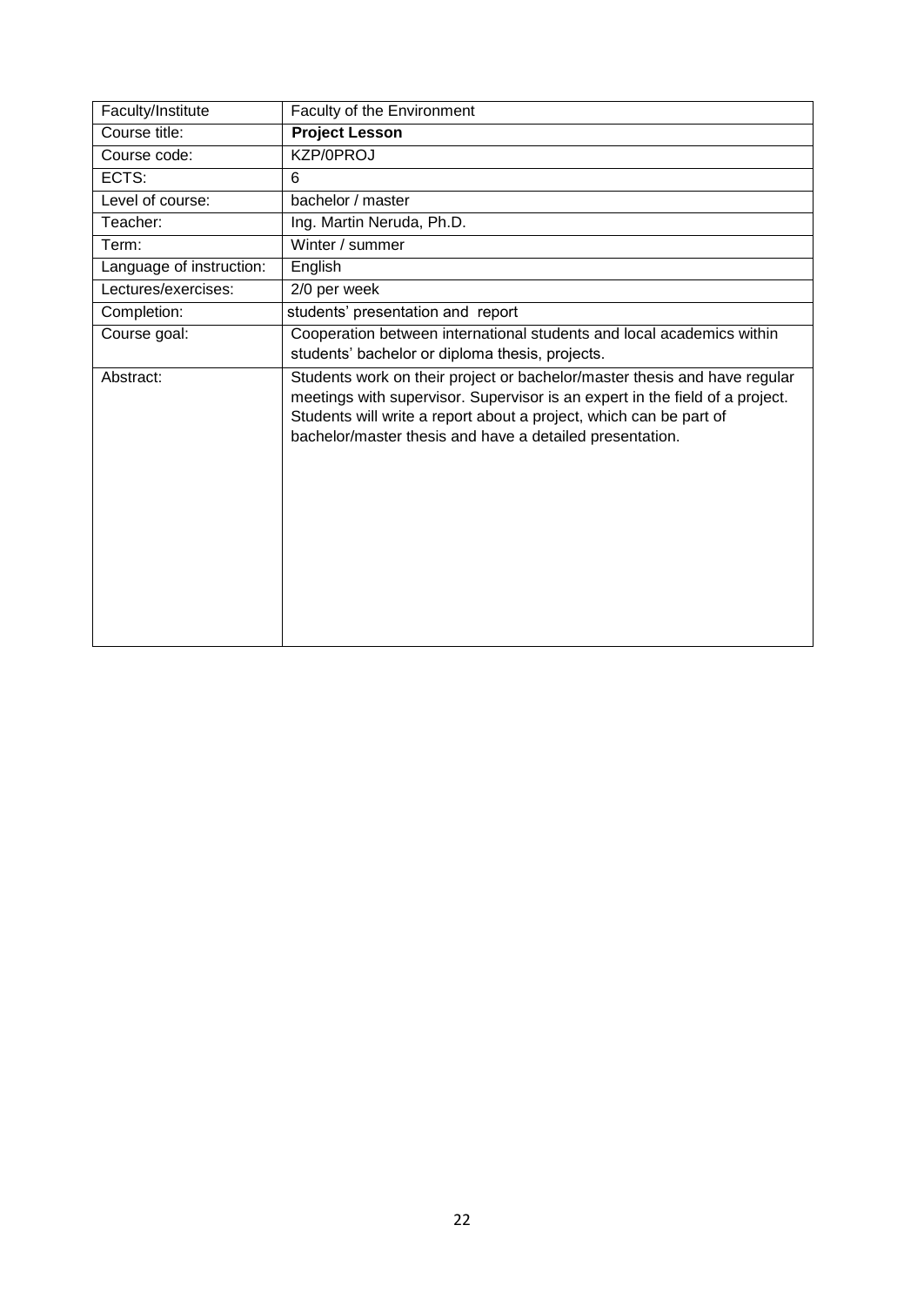| Faculty/Institute | Faculty of the Environment |
|---|---|
| Course title: | **Project Lesson** |
| Course code: | KZP/0PROJ |
| ECTS: | 6 |
| Level of course: | bachelor / master |
| Teacher: | Ing. Martin Neruda, Ph.D. |
| Term: | Winter / summer |
| Language of instruction: | English |
| Lectures/exercises: | 2/0 per week |
| Completion: | students' presentation and report |
| Course goal: | Cooperation between international students and local academics within students' bachelor or diploma thesis, projects. |
| Abstract: | Students work on their project or bachelor/master thesis and have regular meetings with supervisor. Supervisor is an expert in the field of a project. Students will write a report about a project, which can be part of bachelor/master thesis and have a detailed presentation. |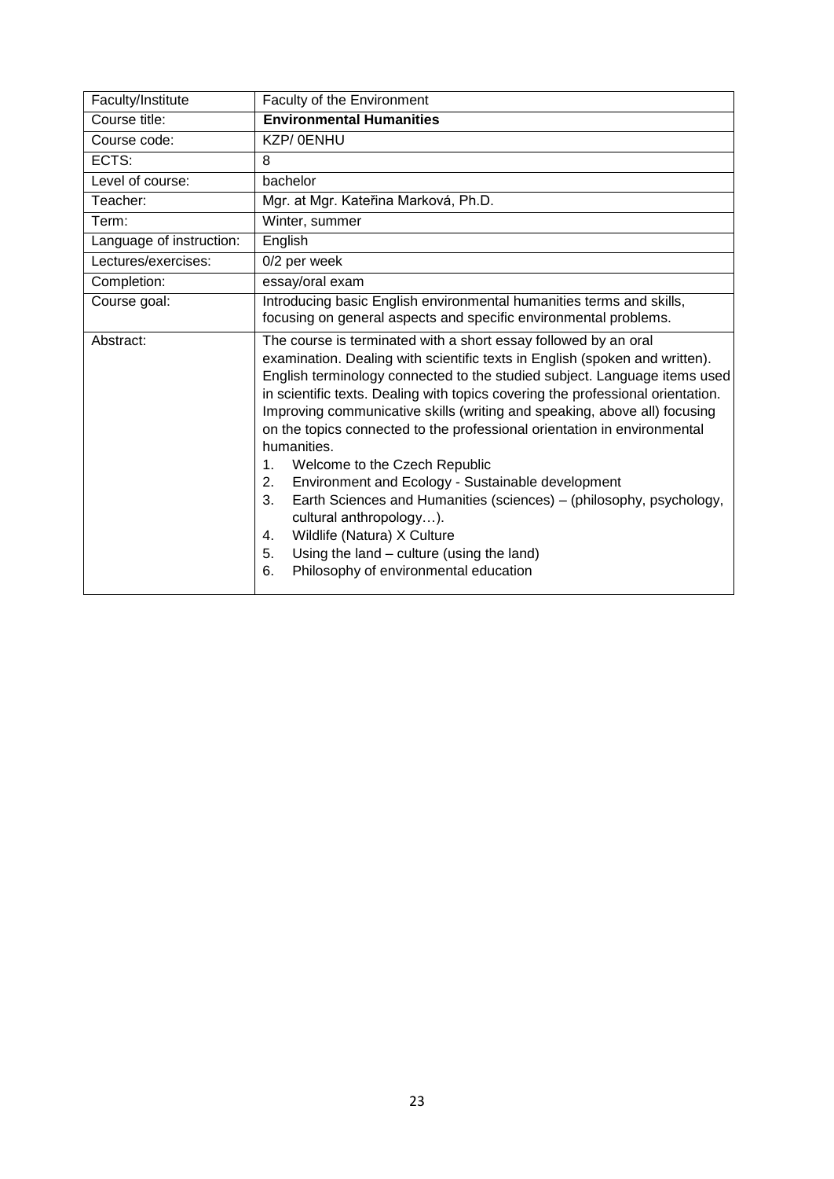| | |
|---|---|
| Faculty/Institute | Faculty of the Environment |
| Course title: | **Environmental Humanities** |
| Course code: | KZP/ 0ENHU |
| ECTS: | 8 |
| Level of course: | bachelor |
| Teacher: | Mgr. at Mgr. Kateřina Marková, Ph.D. |
| Term: | Winter, summer |
| Language of instruction: | English |
| Lectures/exercises: | 0/2 per week |
| Completion: | essay/oral exam |
| Course goal: | Introducing basic English environmental humanities terms and skills, focusing on general aspects and specific environmental problems. |
| Abstract: | The course is terminated with a short essay followed by an oral examination. Dealing with scientific texts in English (spoken and written). English terminology connected to the studied subject. Language items used in scientific texts. Dealing with topics covering the professional orientation. Improving communicative skills (writing and speaking, above all) focusing on the topics connected to the professional orientation in environmental humanities.<br>1. Welcome to the Czech Republic<br>2. Environment and Ecology - Sustainable development<br>3. Earth Sciences and Humanities (sciences) – (philosophy, psychology, cultural anthropology…).<br>4. Wildlife (Natura) X Culture<br>5. Using the land – culture (using the land)<br>6. Philosophy of environmental education |